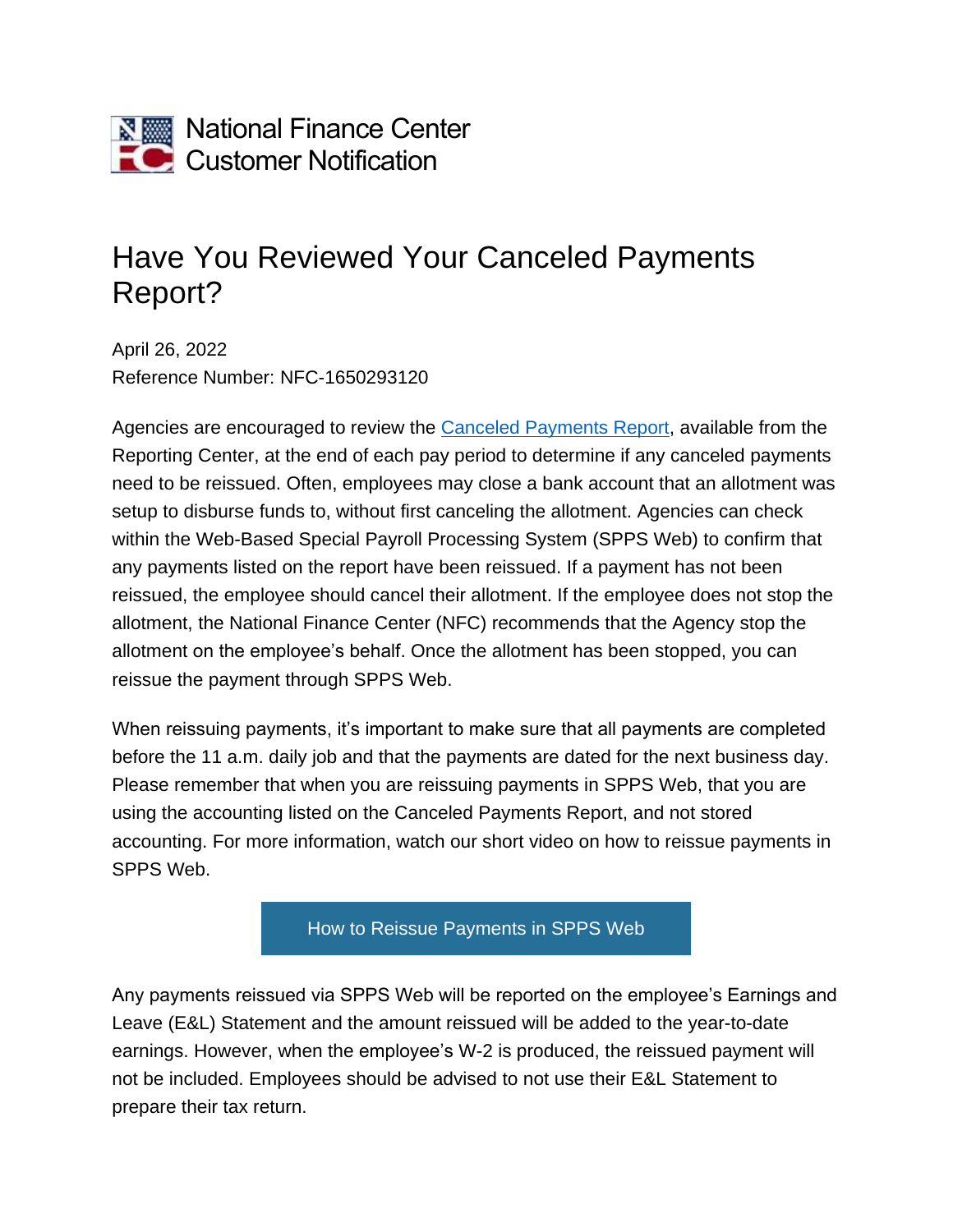National Finance Center
Customer Notification

# Have You Reviewed Your Canceled Payments Report?

April 26, 2022
Reference Number: NFC-1650293120

Agencies are encouraged to review the Canceled Payments Report, available from the Reporting Center, at the end of each pay period to determine if any canceled payments need to be reissued. Often, employees may close a bank account that an allotment was setup to disburse funds to, without first canceling the allotment. Agencies can check within the Web-Based Special Payroll Processing System (SPPS Web) to confirm that any payments listed on the report have been reissued. If a payment has not been reissued, the employee should cancel their allotment. If the employee does not stop the allotment, the National Finance Center (NFC) recommends that the Agency stop the allotment on the employee's behalf. Once the allotment has been stopped, you can reissue the payment through SPPS Web.

When reissuing payments, it's important to make sure that all payments are completed before the 11 a.m. daily job and that the payments are dated for the next business day. Please remember that when you are reissuing payments in SPPS Web, that you are using the accounting listed on the Canceled Payments Report, and not stored accounting. For more information, watch our short video on how to reissue payments in SPPS Web.

How to Reissue Payments in SPPS Web

Any payments reissued via SPPS Web will be reported on the employee's Earnings and Leave (E&L) Statement and the amount reissued will be added to the year-to-date earnings. However, when the employee's W-2 is produced, the reissued payment will not be included. Employees should be advised to not use their E&L Statement to prepare their tax return.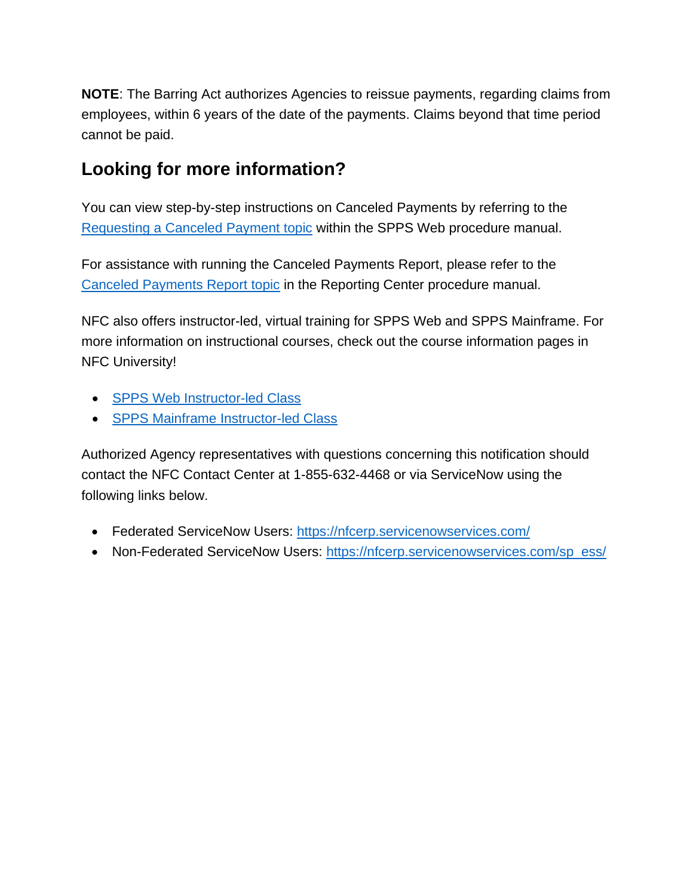**NOTE**: The Barring Act authorizes Agencies to reissue payments, regarding claims from employees, within 6 years of the date of the payments. Claims beyond that time period cannot be paid.

## Looking for more information?

You can view step-by-step instructions on Canceled Payments by referring to the Requesting a Canceled Payment topic within the SPPS Web procedure manual.

For assistance with running the Canceled Payments Report, please refer to the Canceled Payments Report topic in the Reporting Center procedure manual.

NFC also offers instructor-led, virtual training for SPPS Web and SPPS Mainframe. For more information on instructional courses, check out the course information pages in NFC University!

- SPPS Web Instructor-led Class
- SPPS Mainframe Instructor-led Class

Authorized Agency representatives with questions concerning this notification should contact the NFC Contact Center at 1-855-632-4468 or via ServiceNow using the following links below.

- Federated ServiceNow Users: https://nfcerp.servicenowservices.com/
- Non-Federated ServiceNow Users: https://nfcerp.servicenowservices.com/sp_ess/